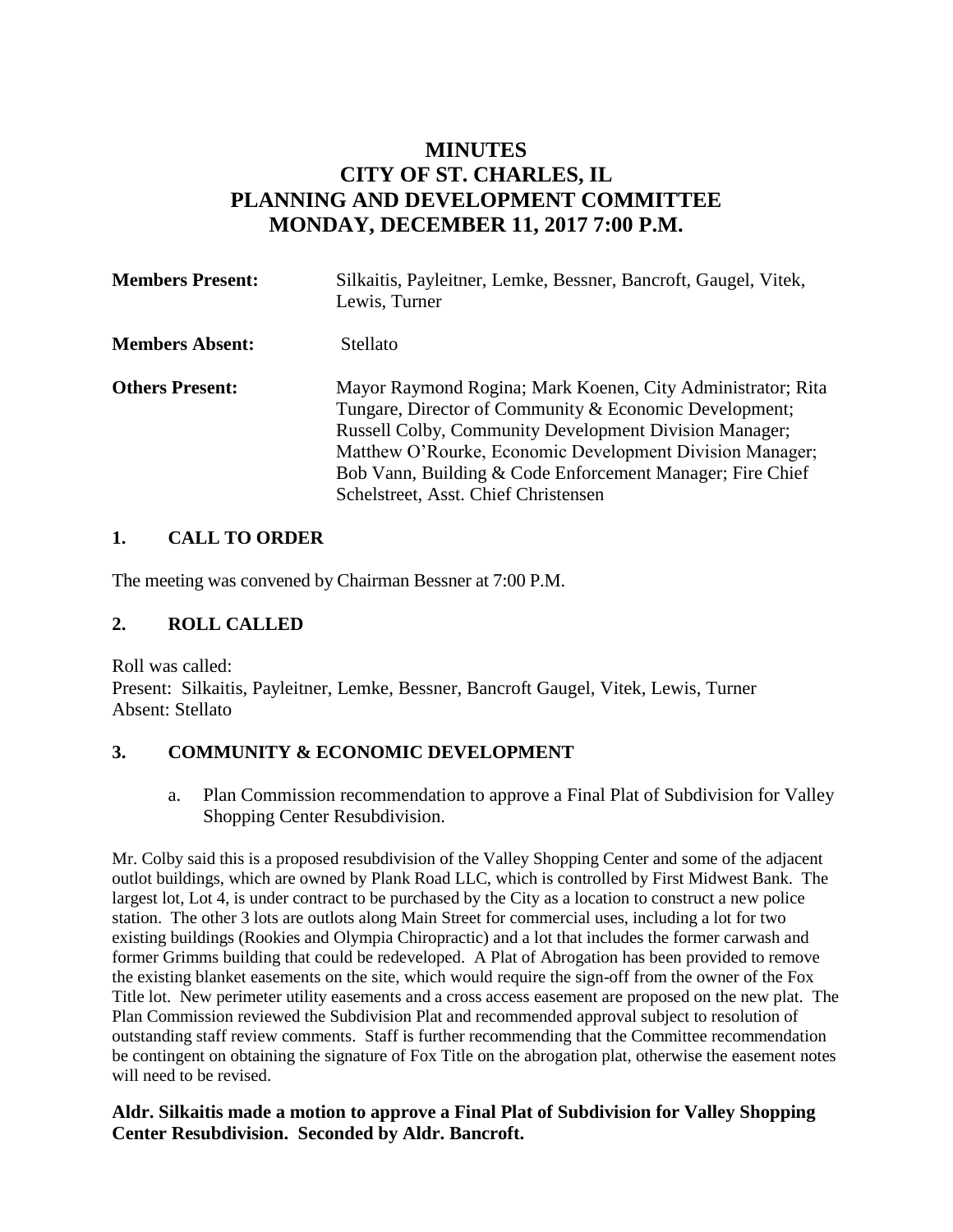# MINUTES
# CITY OF ST. CHARLES, IL
# PLANNING AND DEVELOPMENT COMMITTEE
# MONDAY, DECEMBER 11, 2017 7:00 P.M.

**Members Present:** Silkaitis, Payleitner, Lemke, Bessner, Bancroft, Gaugel, Vitek, Lewis, Turner

**Members Absent:** Stellato

**Others Present:** Mayor Raymond Rogina; Mark Koenen, City Administrator; Rita Tungare, Director of Community & Economic Development; Russell Colby, Community Development Division Manager; Matthew O'Rourke, Economic Development Division Manager; Bob Vann, Building & Code Enforcement Manager; Fire Chief Schelstreet, Asst. Chief Christensen

## 1. CALL TO ORDER

The meeting was convened by Chairman Bessner at 7:00 P.M.

## 2. ROLL CALLED

Roll was called:
Present: Silkaitis, Payleitner, Lemke, Bessner, Bancroft Gaugel, Vitek, Lewis, Turner
Absent: Stellato

## 3. COMMUNITY & ECONOMIC DEVELOPMENT

a. Plan Commission recommendation to approve a Final Plat of Subdivision for Valley Shopping Center Resubdivision.

Mr. Colby said this is a proposed resubdivision of the Valley Shopping Center and some of the adjacent outlot buildings, which are owned by Plank Road LLC, which is controlled by First Midwest Bank. The largest lot, Lot 4, is under contract to be purchased by the City as a location to construct a new police station. The other 3 lots are outlots along Main Street for commercial uses, including a lot for two existing buildings (Rookies and Olympia Chiropractic) and a lot that includes the former carwash and former Grimms building that could be redeveloped. A Plat of Abrogation has been provided to remove the existing blanket easements on the site, which would require the sign-off from the owner of the Fox Title lot. New perimeter utility easements and a cross access easement are proposed on the new plat. The Plan Commission reviewed the Subdivision Plat and recommended approval subject to resolution of outstanding staff review comments. Staff is further recommending that the Committee recommendation be contingent on obtaining the signature of Fox Title on the abrogation plat, otherwise the easement notes will need to be revised.

**Aldr. Silkaitis made a motion to approve a Final Plat of Subdivision for Valley Shopping Center Resubdivision. Seconded by Aldr. Bancroft.**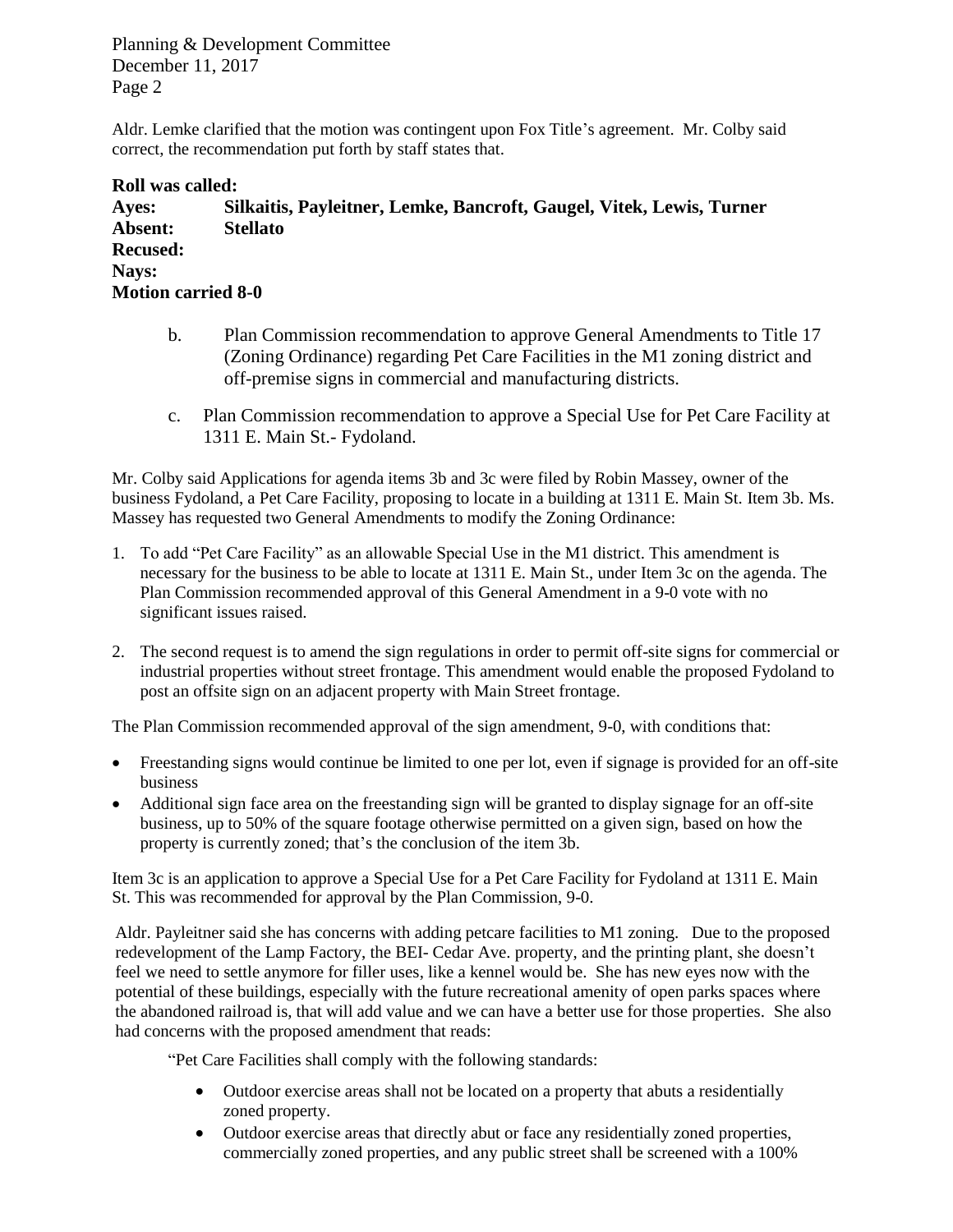Aldr. Lemke clarified that the motion was contingent upon Fox Title's agreement. Mr. Colby said correct, the recommendation put forth by staff states that.

**Roll was called:**
**Ayes: Silkaitis, Payleitner, Lemke, Bancroft, Gaugel, Vitek, Lewis, Turner**
**Absent: Stellato**
**Recused:**
**Nays:**
**Motion carried 8-0**

b. Plan Commission recommendation to approve General Amendments to Title 17 (Zoning Ordinance) regarding Pet Care Facilities in the M1 zoning district and off-premise signs in commercial and manufacturing districts.

c. Plan Commission recommendation to approve a Special Use for Pet Care Facility at 1311 E. Main St.- Fydoland.

Mr. Colby said Applications for agenda items 3b and 3c were filed by Robin Massey, owner of the business Fydoland, a Pet Care Facility, proposing to locate in a building at 1311 E. Main St. Item 3b. Ms. Massey has requested two General Amendments to modify the Zoning Ordinance:

1. To add "Pet Care Facility" as an allowable Special Use in the M1 district. This amendment is necessary for the business to be able to locate at 1311 E. Main St., under Item 3c on the agenda. The Plan Commission recommended approval of this General Amendment in a 9-0 vote with no significant issues raised.

2. The second request is to amend the sign regulations in order to permit off-site signs for commercial or industrial properties without street frontage. This amendment would enable the proposed Fydoland to post an offsite sign on an adjacent property with Main Street frontage.

The Plan Commission recommended approval of the sign amendment, 9-0, with conditions that:

- Freestanding signs would continue be limited to one per lot, even if signage is provided for an off-site business
- Additional sign face area on the freestanding sign will be granted to display signage for an off-site business, up to 50% of the square footage otherwise permitted on a given sign, based on how the property is currently zoned; that's the conclusion of the item 3b.

Item 3c is an application to approve a Special Use for a Pet Care Facility for Fydoland at 1311 E. Main St. This was recommended for approval by the Plan Commission, 9-0.

Aldr. Payleitner said she has concerns with adding petcare facilities to M1 zoning. Due to the proposed redevelopment of the Lamp Factory, the BEI- Cedar Ave. property, and the printing plant, she doesn't feel we need to settle anymore for filler uses, like a kennel would be. She has new eyes now with the potential of these buildings, especially with the future recreational amenity of open parks spaces where the abandoned railroad is, that will add value and we can have a better use for those properties. She also had concerns with the proposed amendment that reads:

"Pet Care Facilities shall comply with the following standards:

- Outdoor exercise areas shall not be located on a property that abuts a residentially zoned property.
- Outdoor exercise areas that directly abut or face any residentially zoned properties, commercially zoned properties, and any public street shall be screened with a 100%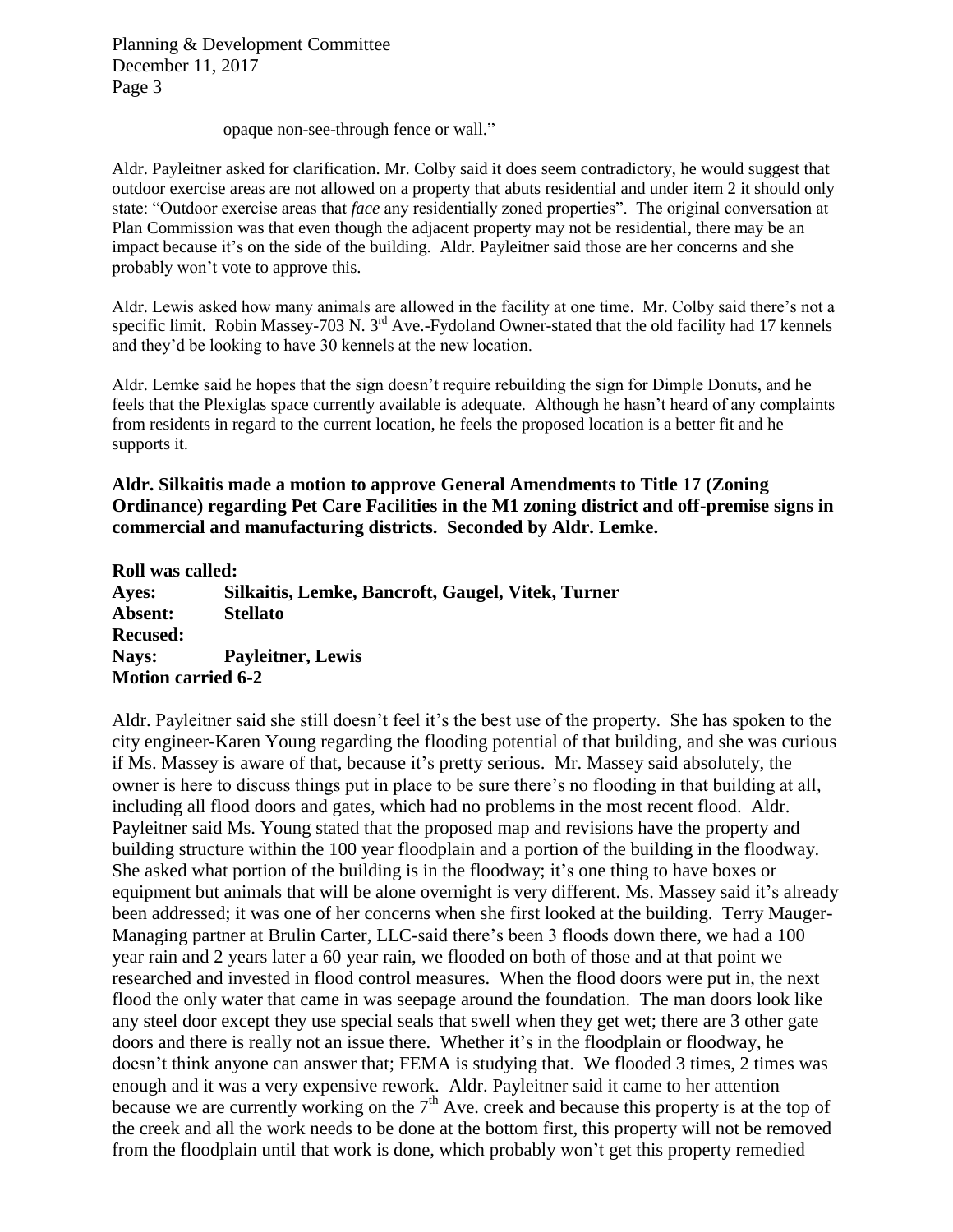opaque non-see-through fence or wall."

Aldr. Payleitner asked for clarification. Mr. Colby said it does seem contradictory, he would suggest that outdoor exercise areas are not allowed on a property that abuts residential and under item 2 it should only state: "Outdoor exercise areas that *face* any residentially zoned properties". The original conversation at Plan Commission was that even though the adjacent property may not be residential, there may be an impact because it's on the side of the building. Aldr. Payleitner said those are her concerns and she probably won't vote to approve this.

Aldr. Lewis asked how many animals are allowed in the facility at one time. Mr. Colby said there's not a specific limit. Robin Massey-703 N. 3rd Ave.-Fydoland Owner-stated that the old facility had 17 kennels and they'd be looking to have 30 kennels at the new location.

Aldr. Lemke said he hopes that the sign doesn't require rebuilding the sign for Dimple Donuts, and he feels that the Plexiglas space currently available is adequate. Although he hasn't heard of any complaints from residents in regard to the current location, he feels the proposed location is a better fit and he supports it.

**Aldr. Silkaitis made a motion to approve General Amendments to Title 17 (Zoning Ordinance) regarding Pet Care Facilities in the M1 zoning district and off-premise signs in commercial and manufacturing districts. Seconded by Aldr. Lemke.**

**Roll was called:**
**Ayes: Silkaitis, Lemke, Bancroft, Gaugel, Vitek, Turner**
**Absent: Stellato**
**Recused:**
**Nays: Payleitner, Lewis**
**Motion carried 6-2**

Aldr. Payleitner said she still doesn't feel it's the best use of the property. She has spoken to the city engineer-Karen Young regarding the flooding potential of that building, and she was curious if Ms. Massey is aware of that, because it's pretty serious. Mr. Massey said absolutely, the owner is here to discuss things put in place to be sure there's no flooding in that building at all, including all flood doors and gates, which had no problems in the most recent flood. Aldr. Payleitner said Ms. Young stated that the proposed map and revisions have the property and building structure within the 100 year floodplain and a portion of the building in the floodway. She asked what portion of the building is in the floodway; it's one thing to have boxes or equipment but animals that will be alone overnight is very different. Ms. Massey said it's already been addressed; it was one of her concerns when she first looked at the building. Terry Mauger-Managing partner at Brulin Carter, LLC-said there's been 3 floods down there, we had a 100 year rain and 2 years later a 60 year rain, we flooded on both of those and at that point we researched and invested in flood control measures. When the flood doors were put in, the next flood the only water that came in was seepage around the foundation. The man doors look like any steel door except they use special seals that swell when they get wet; there are 3 other gate doors and there is really not an issue there. Whether it's in the floodplain or floodway, he doesn't think anyone can answer that; FEMA is studying that. We flooded 3 times, 2 times was enough and it was a very expensive rework. Aldr. Payleitner said it came to her attention because we are currently working on the 7th Ave. creek and because this property is at the top of the creek and all the work needs to be done at the bottom first, this property will not be removed from the floodplain until that work is done, which probably won't get this property remedied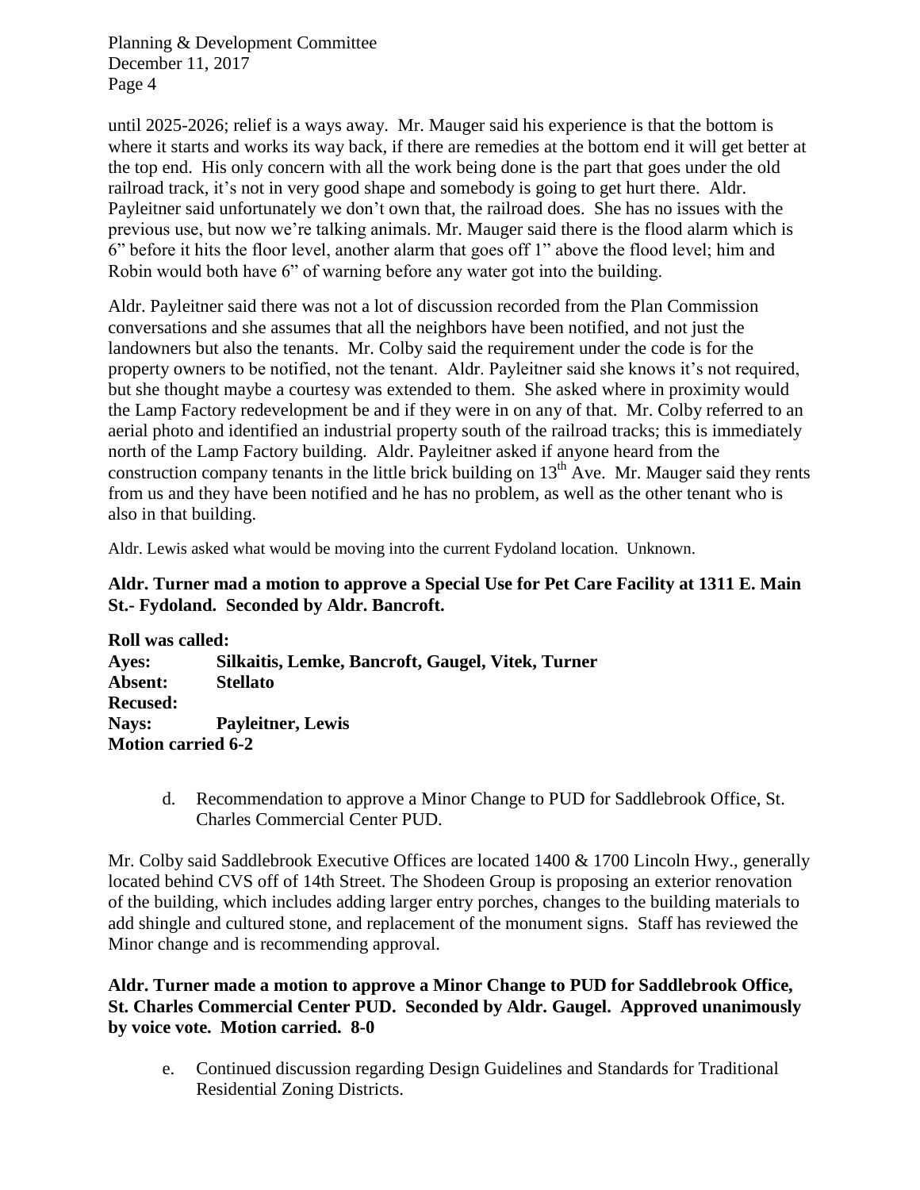until 2025-2026; relief is a ways away. Mr. Mauger said his experience is that the bottom is where it starts and works its way back, if there are remedies at the bottom end it will get better at the top end. His only concern with all the work being done is the part that goes under the old railroad track, it's not in very good shape and somebody is going to get hurt there. Aldr. Payleitner said unfortunately we don't own that, the railroad does. She has no issues with the previous use, but now we're talking animals. Mr. Mauger said there is the flood alarm which is 6" before it hits the floor level, another alarm that goes off 1" above the flood level; him and Robin would both have 6" of warning before any water got into the building.

Aldr. Payleitner said there was not a lot of discussion recorded from the Plan Commission conversations and she assumes that all the neighbors have been notified, and not just the landowners but also the tenants. Mr. Colby said the requirement under the code is for the property owners to be notified, not the tenant. Aldr. Payleitner said she knows it's not required, but she thought maybe a courtesy was extended to them. She asked where in proximity would the Lamp Factory redevelopment be and if they were in on any of that. Mr. Colby referred to an aerial photo and identified an industrial property south of the railroad tracks; this is immediately north of the Lamp Factory building. Aldr. Payleitner asked if anyone heard from the construction company tenants in the little brick building on 13th Ave. Mr. Mauger said they rents from us and they have been notified and he has no problem, as well as the other tenant who is also in that building.

Aldr. Lewis asked what would be moving into the current Fydoland location. Unknown.

**Aldr. Turner mad a motion to approve a Special Use for Pet Care Facility at 1311 E. Main St.- Fydoland. Seconded by Aldr. Bancroft.**

**Roll was called:**
**Ayes: Silkaitis, Lemke, Bancroft, Gaugel, Vitek, Turner**
**Absent: Stellato**
**Recused:**
**Nays: Payleitner, Lewis**
**Motion carried 6-2**

d. Recommendation to approve a Minor Change to PUD for Saddlebrook Office, St. Charles Commercial Center PUD.

Mr. Colby said Saddlebrook Executive Offices are located 1400 & 1700 Lincoln Hwy., generally located behind CVS off of 14th Street. The Shodeen Group is proposing an exterior renovation of the building, which includes adding larger entry porches, changes to the building materials to add shingle and cultured stone, and replacement of the monument signs. Staff has reviewed the Minor change and is recommending approval.

**Aldr. Turner made a motion to approve a Minor Change to PUD for Saddlebrook Office, St. Charles Commercial Center PUD. Seconded by Aldr. Gaugel. Approved unanimously by voice vote. Motion carried. 8-0**

e. Continued discussion regarding Design Guidelines and Standards for Traditional Residential Zoning Districts.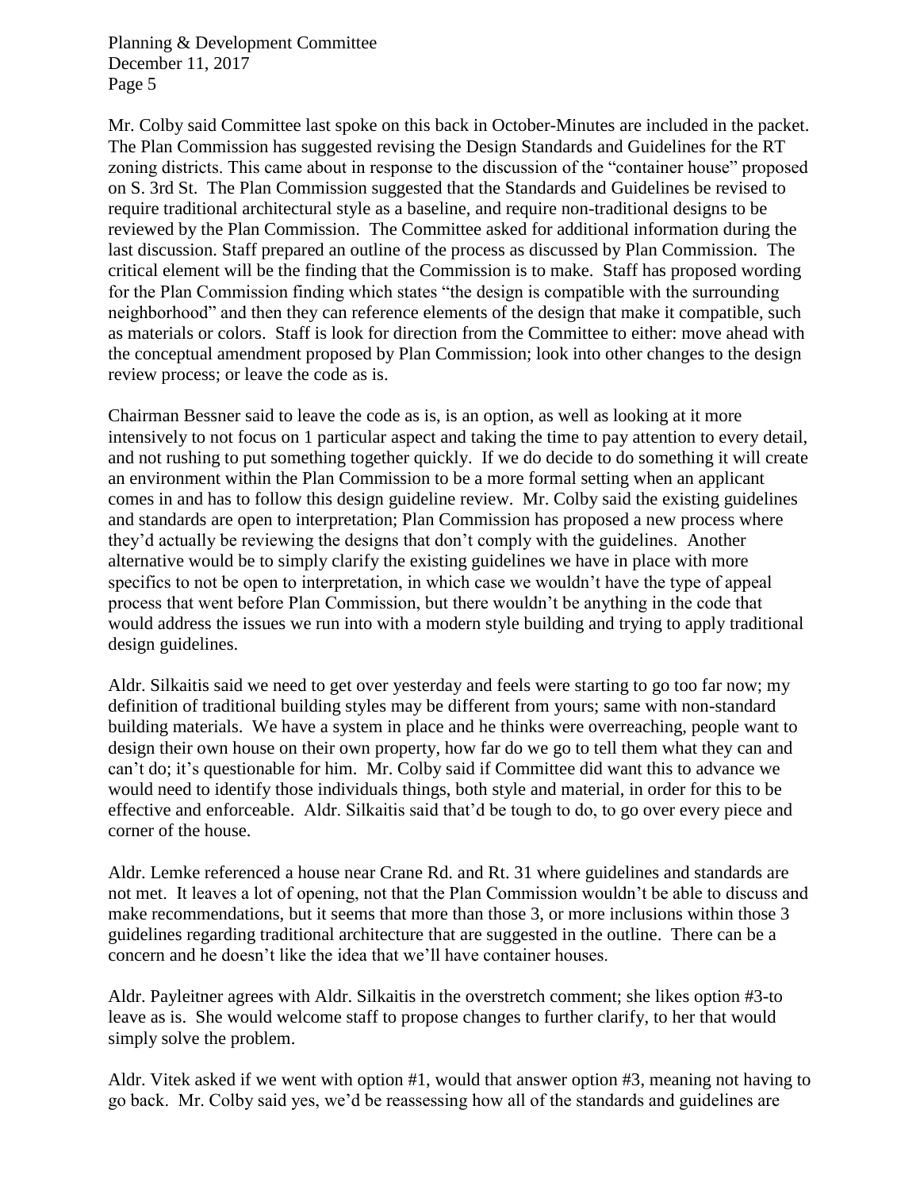Mr. Colby said Committee last spoke on this back in October-Minutes are included in the packet. The Plan Commission has suggested revising the Design Standards and Guidelines for the RT zoning districts. This came about in response to the discussion of the "container house" proposed on S. 3rd St. The Plan Commission suggested that the Standards and Guidelines be revised to require traditional architectural style as a baseline, and require non-traditional designs to be reviewed by the Plan Commission. The Committee asked for additional information during the last discussion. Staff prepared an outline of the process as discussed by Plan Commission. The critical element will be the finding that the Commission is to make. Staff has proposed wording for the Plan Commission finding which states "the design is compatible with the surrounding neighborhood" and then they can reference elements of the design that make it compatible, such as materials or colors. Staff is look for direction from the Committee to either: move ahead with the conceptual amendment proposed by Plan Commission; look into other changes to the design review process; or leave the code as is.

Chairman Bessner said to leave the code as is, is an option, as well as looking at it more intensively to not focus on 1 particular aspect and taking the time to pay attention to every detail, and not rushing to put something together quickly. If we do decide to do something it will create an environment within the Plan Commission to be a more formal setting when an applicant comes in and has to follow this design guideline review. Mr. Colby said the existing guidelines and standards are open to interpretation; Plan Commission has proposed a new process where they'd actually be reviewing the designs that don't comply with the guidelines. Another alternative would be to simply clarify the existing guidelines we have in place with more specifics to not be open to interpretation, in which case we wouldn't have the type of appeal process that went before Plan Commission, but there wouldn't be anything in the code that would address the issues we run into with a modern style building and trying to apply traditional design guidelines.

Aldr. Silkaitis said we need to get over yesterday and feels were starting to go too far now; my definition of traditional building styles may be different from yours; same with non-standard building materials. We have a system in place and he thinks were overreaching, people want to design their own house on their own property, how far do we go to tell them what they can and can't do; it's questionable for him. Mr. Colby said if Committee did want this to advance we would need to identify those individuals things, both style and material, in order for this to be effective and enforceable. Aldr. Silkaitis said that'd be tough to do, to go over every piece and corner of the house.

Aldr. Lemke referenced a house near Crane Rd. and Rt. 31 where guidelines and standards are not met. It leaves a lot of opening, not that the Plan Commission wouldn't be able to discuss and make recommendations, but it seems that more than those 3, or more inclusions within those 3 guidelines regarding traditional architecture that are suggested in the outline. There can be a concern and he doesn't like the idea that we'll have container houses.

Aldr. Payleitner agrees with Aldr. Silkaitis in the overstretch comment; she likes option #3-to leave as is. She would welcome staff to propose changes to further clarify, to her that would simply solve the problem.

Aldr. Vitek asked if we went with option #1, would that answer option #3, meaning not having to go back. Mr. Colby said yes, we'd be reassessing how all of the standards and guidelines are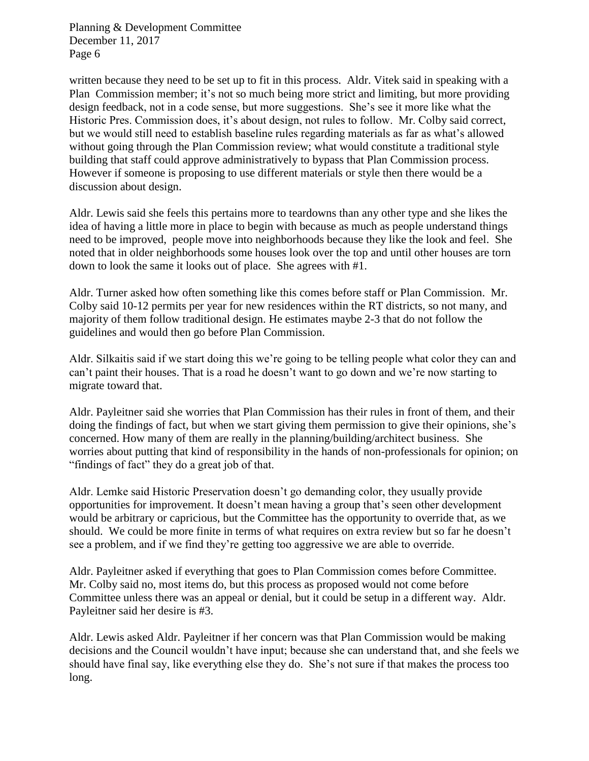written because they need to be set up to fit in this process. Aldr. Vitek said in speaking with a Plan Commission member; it's not so much being more strict and limiting, but more providing design feedback, not in a code sense, but more suggestions. She's see it more like what the Historic Pres. Commission does, it's about design, not rules to follow. Mr. Colby said correct, but we would still need to establish baseline rules regarding materials as far as what's allowed without going through the Plan Commission review; what would constitute a traditional style building that staff could approve administratively to bypass that Plan Commission process. However if someone is proposing to use different materials or style then there would be a discussion about design.

Aldr. Lewis said she feels this pertains more to teardowns than any other type and she likes the idea of having a little more in place to begin with because as much as people understand things need to be improved, people move into neighborhoods because they like the look and feel. She noted that in older neighborhoods some houses look over the top and until other houses are torn down to look the same it looks out of place. She agrees with #1.

Aldr. Turner asked how often something like this comes before staff or Plan Commission. Mr. Colby said 10-12 permits per year for new residences within the RT districts, so not many, and majority of them follow traditional design. He estimates maybe 2-3 that do not follow the guidelines and would then go before Plan Commission.

Aldr. Silkaitis said if we start doing this we're going to be telling people what color they can and can't paint their houses. That is a road he doesn't want to go down and we're now starting to migrate toward that.

Aldr. Payleitner said she worries that Plan Commission has their rules in front of them, and their doing the findings of fact, but when we start giving them permission to give their opinions, she's concerned. How many of them are really in the planning/building/architect business. She worries about putting that kind of responsibility in the hands of non-professionals for opinion; on "findings of fact" they do a great job of that.

Aldr. Lemke said Historic Preservation doesn't go demanding color, they usually provide opportunities for improvement. It doesn't mean having a group that's seen other development would be arbitrary or capricious, but the Committee has the opportunity to override that, as we should. We could be more finite in terms of what requires on extra review but so far he doesn't see a problem, and if we find they're getting too aggressive we are able to override.

Aldr. Payleitner asked if everything that goes to Plan Commission comes before Committee. Mr. Colby said no, most items do, but this process as proposed would not come before Committee unless there was an appeal or denial, but it could be setup in a different way. Aldr. Payleitner said her desire is #3.

Aldr. Lewis asked Aldr. Payleitner if her concern was that Plan Commission would be making decisions and the Council wouldn't have input; because she can understand that, and she feels we should have final say, like everything else they do. She's not sure if that makes the process too long.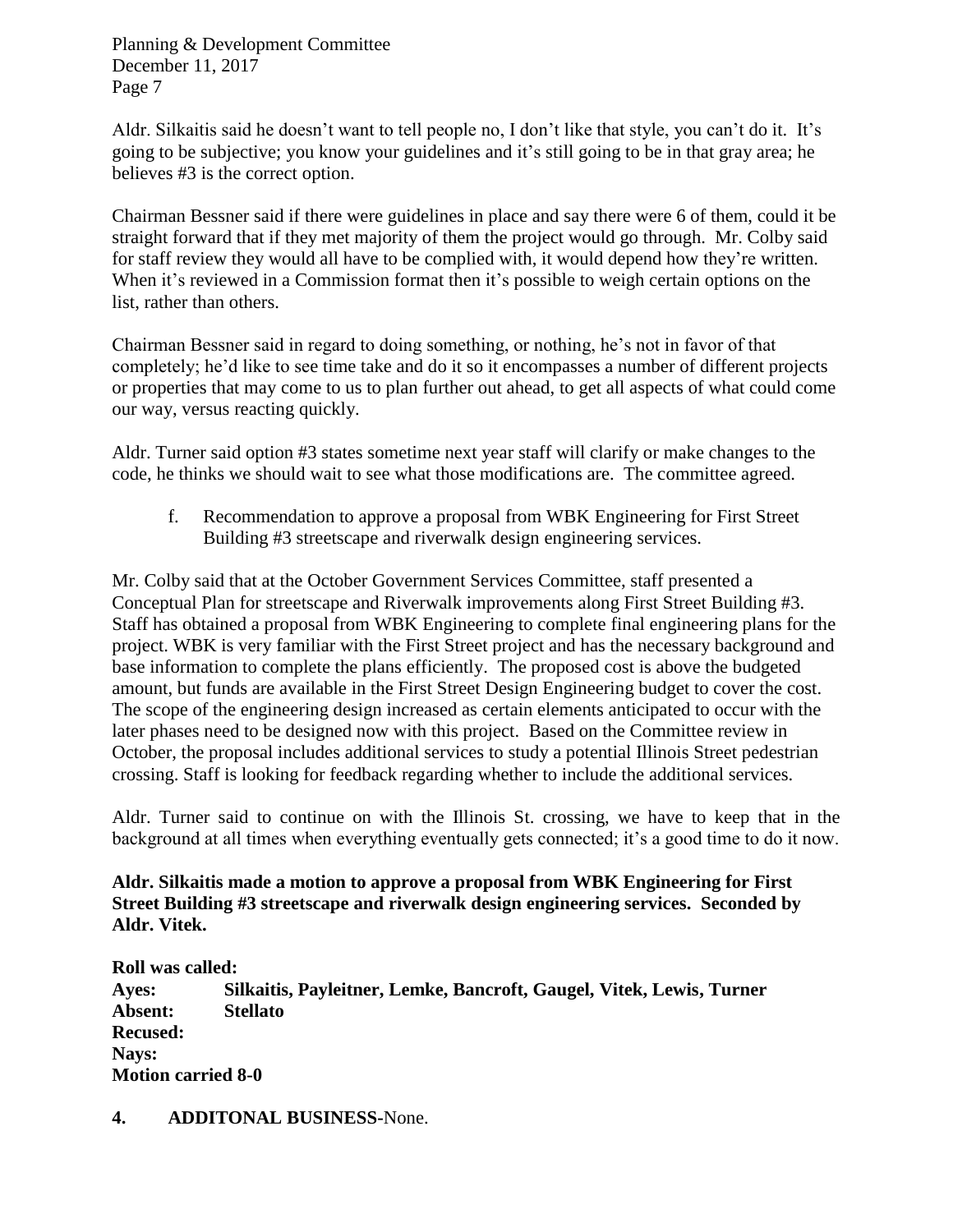Aldr. Silkaitis said he doesn't want to tell people no, I don't like that style, you can't do it. It's going to be subjective; you know your guidelines and it's still going to be in that gray area; he believes #3 is the correct option.

Chairman Bessner said if there were guidelines in place and say there were 6 of them, could it be straight forward that if they met majority of them the project would go through. Mr. Colby said for staff review they would all have to be complied with, it would depend how they're written. When it's reviewed in a Commission format then it's possible to weigh certain options on the list, rather than others.

Chairman Bessner said in regard to doing something, or nothing, he's not in favor of that completely; he'd like to see time take and do it so it encompasses a number of different projects or properties that may come to us to plan further out ahead, to get all aspects of what could come our way, versus reacting quickly.

Aldr. Turner said option #3 states sometime next year staff will clarify or make changes to the code, he thinks we should wait to see what those modifications are. The committee agreed.

f. Recommendation to approve a proposal from WBK Engineering for First Street Building #3 streetscape and riverwalk design engineering services.

Mr. Colby said that at the October Government Services Committee, staff presented a Conceptual Plan for streetscape and Riverwalk improvements along First Street Building #3. Staff has obtained a proposal from WBK Engineering to complete final engineering plans for the project. WBK is very familiar with the First Street project and has the necessary background and base information to complete the plans efficiently. The proposed cost is above the budgeted amount, but funds are available in the First Street Design Engineering budget to cover the cost. The scope of the engineering design increased as certain elements anticipated to occur with the later phases need to be designed now with this project. Based on the Committee review in October, the proposal includes additional services to study a potential Illinois Street pedestrian crossing. Staff is looking for feedback regarding whether to include the additional services.

Aldr. Turner said to continue on with the Illinois St. crossing, we have to keep that in the background at all times when everything eventually gets connected; it's a good time to do it now.

**Aldr. Silkaitis made a motion to approve a proposal from WBK Engineering for First Street Building #3 streetscape and riverwalk design engineering services. Seconded by Aldr. Vitek.**

**Roll was called:**
**Ayes: Silkaitis, Payleitner, Lemke, Bancroft, Gaugel, Vitek, Lewis, Turner**
**Absent: Stellato**
**Recused:**
**Nays:**
**Motion carried 8-0**

**4. ADDITONAL BUSINESS-**None.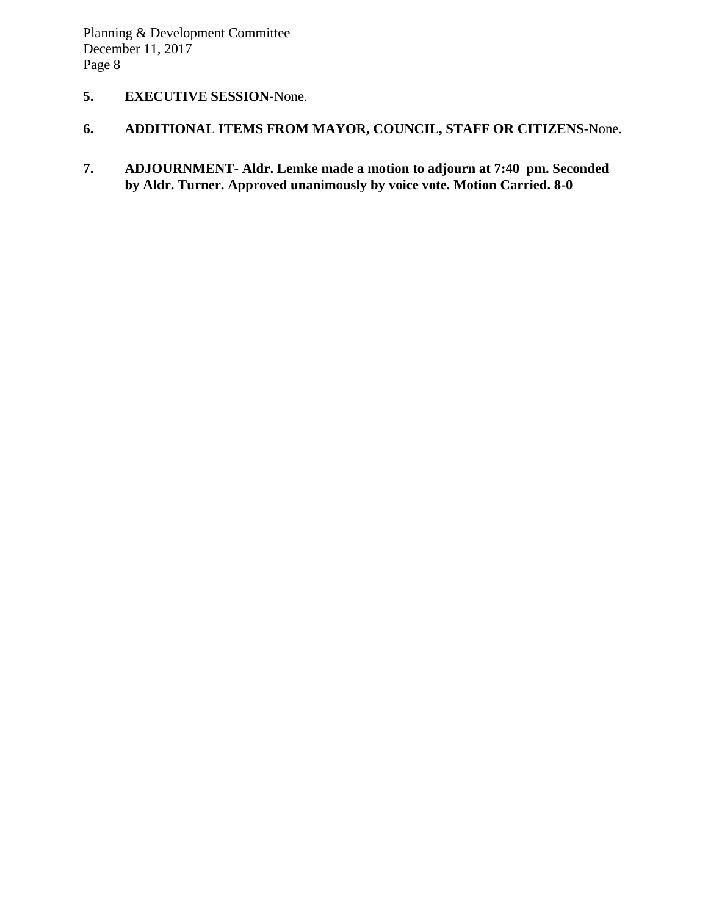**5. EXECUTIVE SESSION-**None.

**6. ADDITIONAL ITEMS FROM MAYOR, COUNCIL, STAFF OR CITIZENS-**None.

**7. ADJOURNMENT- Aldr. Lemke made a motion to adjourn at 7:40 pm. Seconded by Aldr. Turner. Approved unanimously by voice vote. Motion Carried. 8-0**